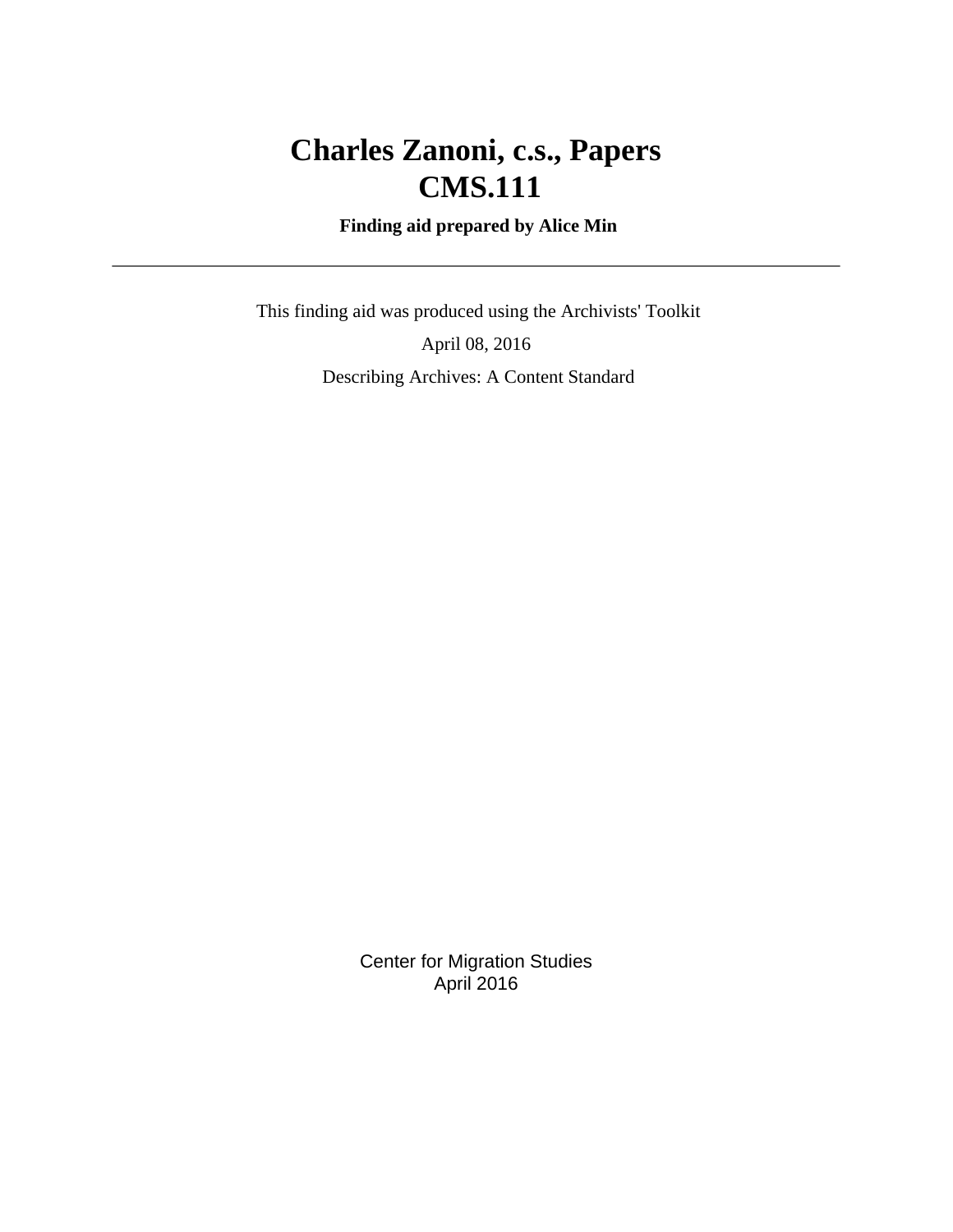# Charles Zanoni, c.s., Papers
# CMS.111

**Finding aid prepared by Alice Min**

---

This finding aid was produced using the Archivists' Toolkit

April 08, 2016

Describing Archives: A Content Standard

Center for Migration Studies
April 2016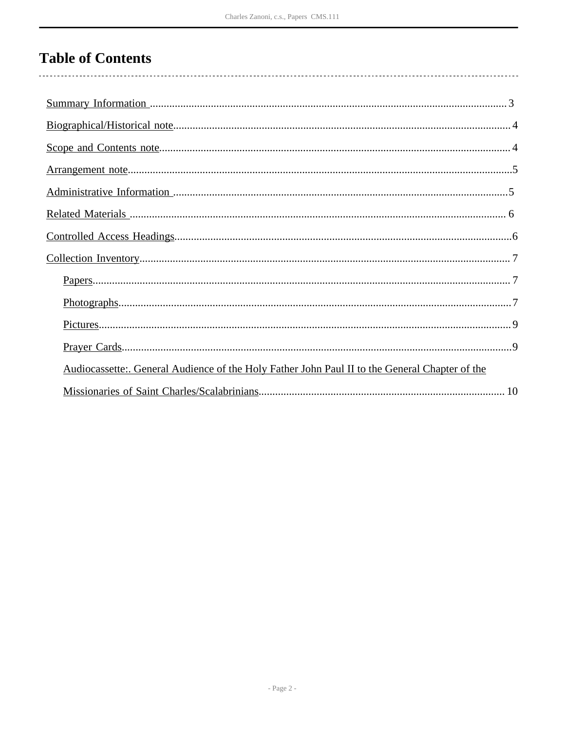# Table of Contents

- Summary Information ........ 3
- Biographical/Historical note ........ 4
- Scope and Contents note ........ 4
- Arrangement note ........ 5
- Administrative Information ........ 5
- Related Materials ........ 6
- Controlled Access Headings ........ 6
- Collection Inventory ........ 7
    - Papers ........ 7
    - Photographs ........ 7
    - Pictures ........ 9
    - Prayer Cards ........ 9
    - Audiocassette:. General Audience of the Holy Father John Paul II to the General Chapter of the Missionaries of Saint Charles/Scalabrinians ........ 10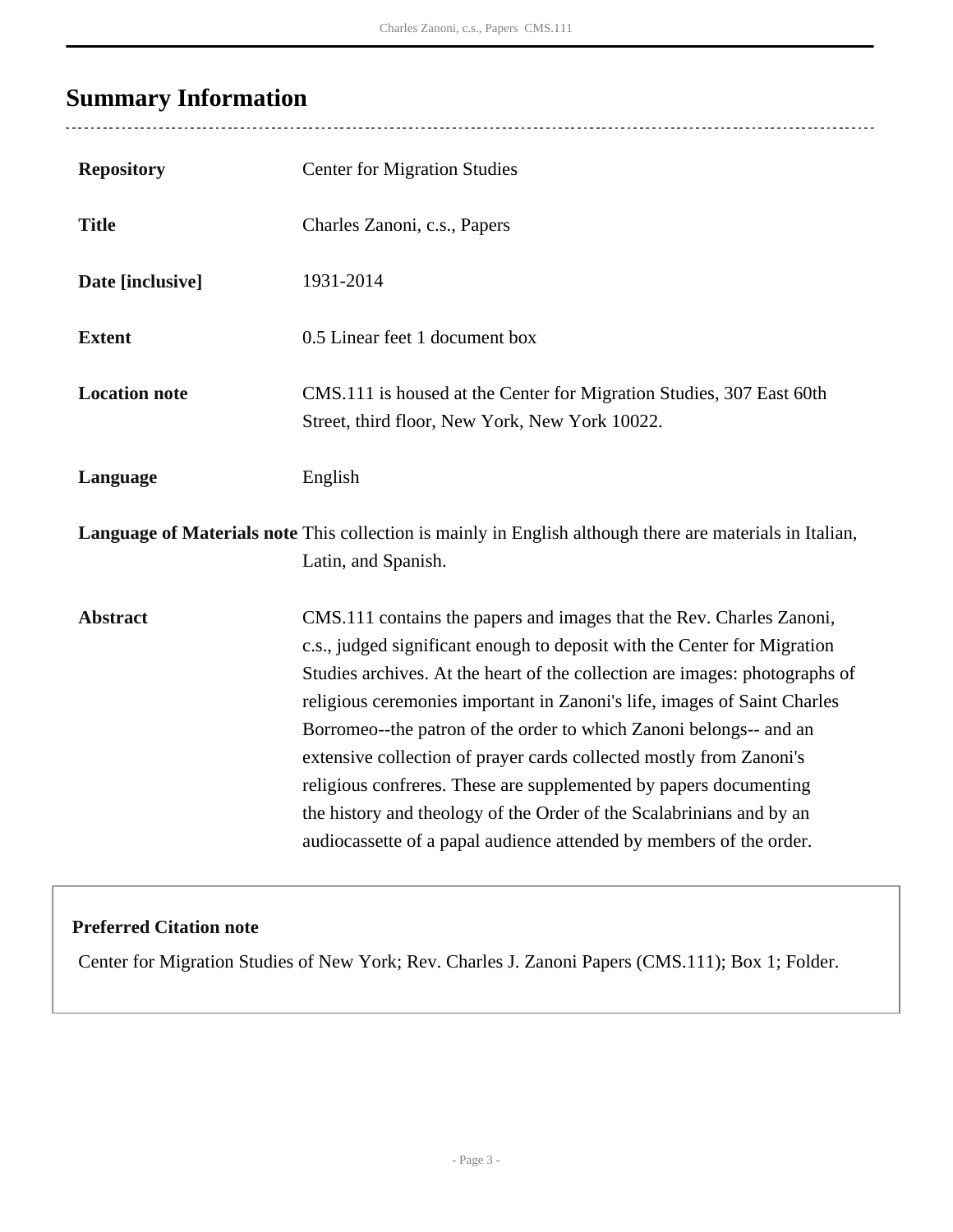## Summary Information

| | |
|---|---|
| **Repository** | Center for Migration Studies |
| **Title** | Charles Zanoni, c.s., Papers |
| **Date [inclusive]** | 1931-2014 |
| **Extent** | 0.5 Linear feet 1 document box |
| **Location note** | CMS.111 is housed at the Center for Migration Studies, 307 East 60th Street, third floor, New York, New York 10022. |
| **Language** | English |
| **Language of Materials note** | This collection is mainly in English although there are materials in Italian, Latin, and Spanish. |
| **Abstract** | CMS.111 contains the papers and images that the Rev. Charles Zanoni, c.s., judged significant enough to deposit with the Center for Migration Studies archives. At the heart of the collection are images: photographs of religious ceremonies important in Zanoni's life, images of Saint Charles Borromeo--the patron of the order to which Zanoni belongs-- and an extensive collection of prayer cards collected mostly from Zanoni's religious confreres. These are supplemented by papers documenting the history and theology of the Order of the Scalabrinians and by an audiocassette of a papal audience attended by members of the order. |

**Preferred Citation note**

Center for Migration Studies of New York; Rev. Charles J. Zanoni Papers (CMS.111); Box 1; Folder.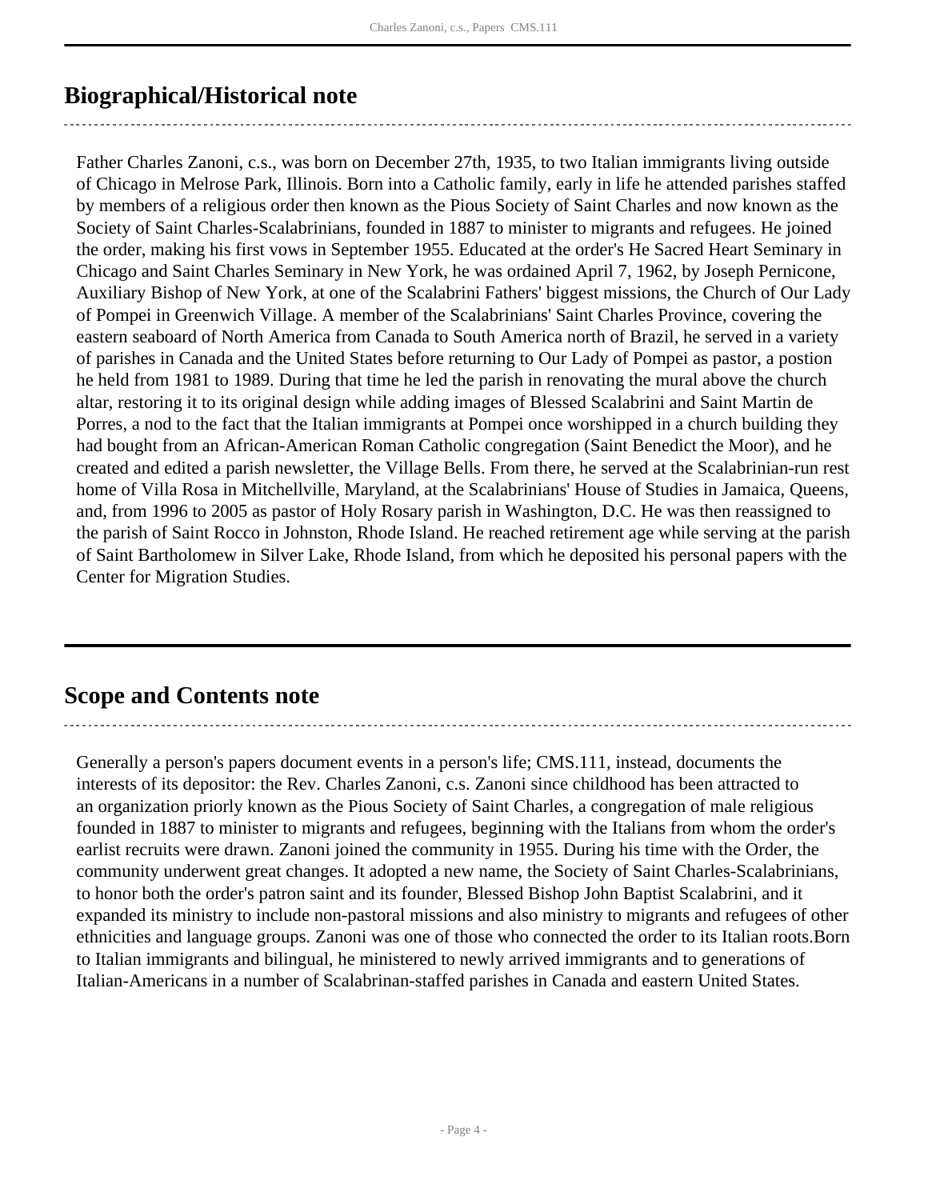## Biographical/Historical note

Father Charles Zanoni, c.s., was born on December 27th, 1935, to two Italian immigrants living outside of Chicago in Melrose Park, Illinois. Born into a Catholic family, early in life he attended parishes staffed by members of a religious order then known as the Pious Society of Saint Charles and now known as the Society of Saint Charles-Scalabrinians, founded in 1887 to minister to migrants and refugees. He joined the order, making his first vows in September 1955. Educated at the order's He Sacred Heart Seminary in Chicago and Saint Charles Seminary in New York, he was ordained April 7, 1962, by Joseph Pernicone, Auxiliary Bishop of New York, at one of the Scalabrini Fathers' biggest missions, the Church of Our Lady of Pompei in Greenwich Village. A member of the Scalabrinians' Saint Charles Province, covering the eastern seaboard of North America from Canada to South America north of Brazil, he served in a variety of parishes in Canada and the United States before returning to Our Lady of Pompei as pastor, a postion he held from 1981 to 1989. During that time he led the parish in renovating the mural above the church altar, restoring it to its original design while adding images of Blessed Scalabrini and Saint Martin de Porres, a nod to the fact that the Italian immigrants at Pompei once worshipped in a church building they had bought from an African-American Roman Catholic congregation (Saint Benedict the Moor), and he created and edited a parish newsletter, the Village Bells. From there, he served at the Scalabrinian-run rest home of Villa Rosa in Mitchellville, Maryland, at the Scalabrinians' House of Studies in Jamaica, Queens, and, from 1996 to 2005 as pastor of Holy Rosary parish in Washington, D.C. He was then reassigned to the parish of Saint Rocco in Johnston, Rhode Island. He reached retirement age while serving at the parish of Saint Bartholomew in Silver Lake, Rhode Island, from which he deposited his personal papers with the Center for Migration Studies.

## Scope and Contents note

Generally a person's papers document events in a person's life; CMS.111, instead, documents the interests of its depositor: the Rev. Charles Zanoni, c.s. Zanoni since childhood has been attracted to an organization priorly known as the Pious Society of Saint Charles, a congregation of male religious founded in 1887 to minister to migrants and refugees, beginning with the Italians from whom the order's earlist recruits were drawn. Zanoni joined the community in 1955. During his time with the Order, the community underwent great changes. It adopted a new name, the Society of Saint Charles-Scalabrinians, to honor both the order's patron saint and its founder, Blessed Bishop John Baptist Scalabrini, and it expanded its ministry to include non-pastoral missions and also ministry to migrants and refugees of other ethnicities and language groups. Zanoni was one of those who connected the order to its Italian roots.Born to Italian immigrants and bilingual, he ministered to newly arrived immigrants and to generations of Italian-Americans in a number of Scalabrinan-staffed parishes in Canada and eastern United States.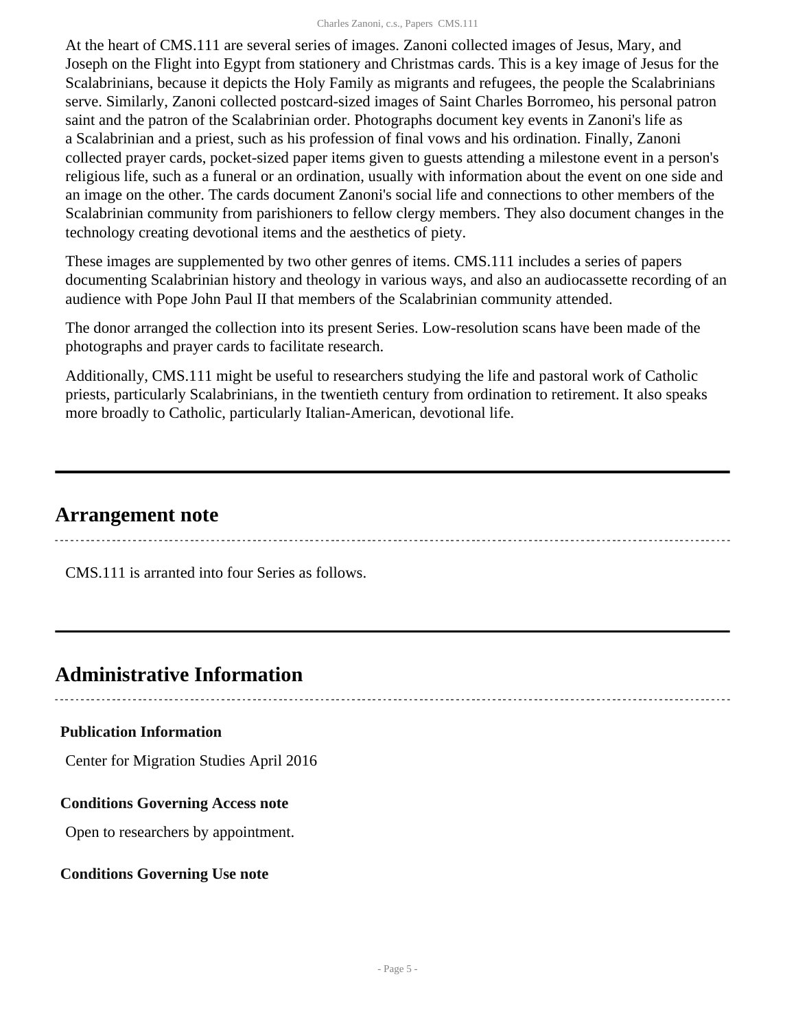At the heart of CMS.111 are several series of images. Zanoni collected images of Jesus, Mary, and Joseph on the Flight into Egypt from stationery and Christmas cards. This is a key image of Jesus for the Scalabrinians, because it depicts the Holy Family as migrants and refugees, the people the Scalabrinians serve. Similarly, Zanoni collected postcard-sized images of Saint Charles Borromeo, his personal patron saint and the patron of the Scalabrinian order. Photographs document key events in Zanoni's life as a Scalabrinian and a priest, such as his profession of final vows and his ordination. Finally, Zanoni collected prayer cards, pocket-sized paper items given to guests attending a milestone event in a person's religious life, such as a funeral or an ordination, usually with information about the event on one side and an image on the other. The cards document Zanoni's social life and connections to other members of the Scalabrinian community from parishioners to fellow clergy members. They also document changes in the technology creating devotional items and the aesthetics of piety.

These images are supplemented by two other genres of items. CMS.111 includes a series of papers documenting Scalabrinian history and theology in various ways, and also an audiocassette recording of an audience with Pope John Paul II that members of the Scalabrinian community attended.

The donor arranged the collection into its present Series. Low-resolution scans have been made of the photographs and prayer cards to facilitate research.

Additionally, CMS.111 might be useful to researchers studying the life and pastoral work of Catholic priests, particularly Scalabrinians, in the twentieth century from ordination to retirement. It also speaks more broadly to Catholic, particularly Italian-American, devotional life.

## Arrangement note

CMS.111 is arranted into four Series as follows.

## Administrative Information

### Publication Information

Center for Migration Studies April 2016

### Conditions Governing Access note

Open to researchers by appointment.

### Conditions Governing Use note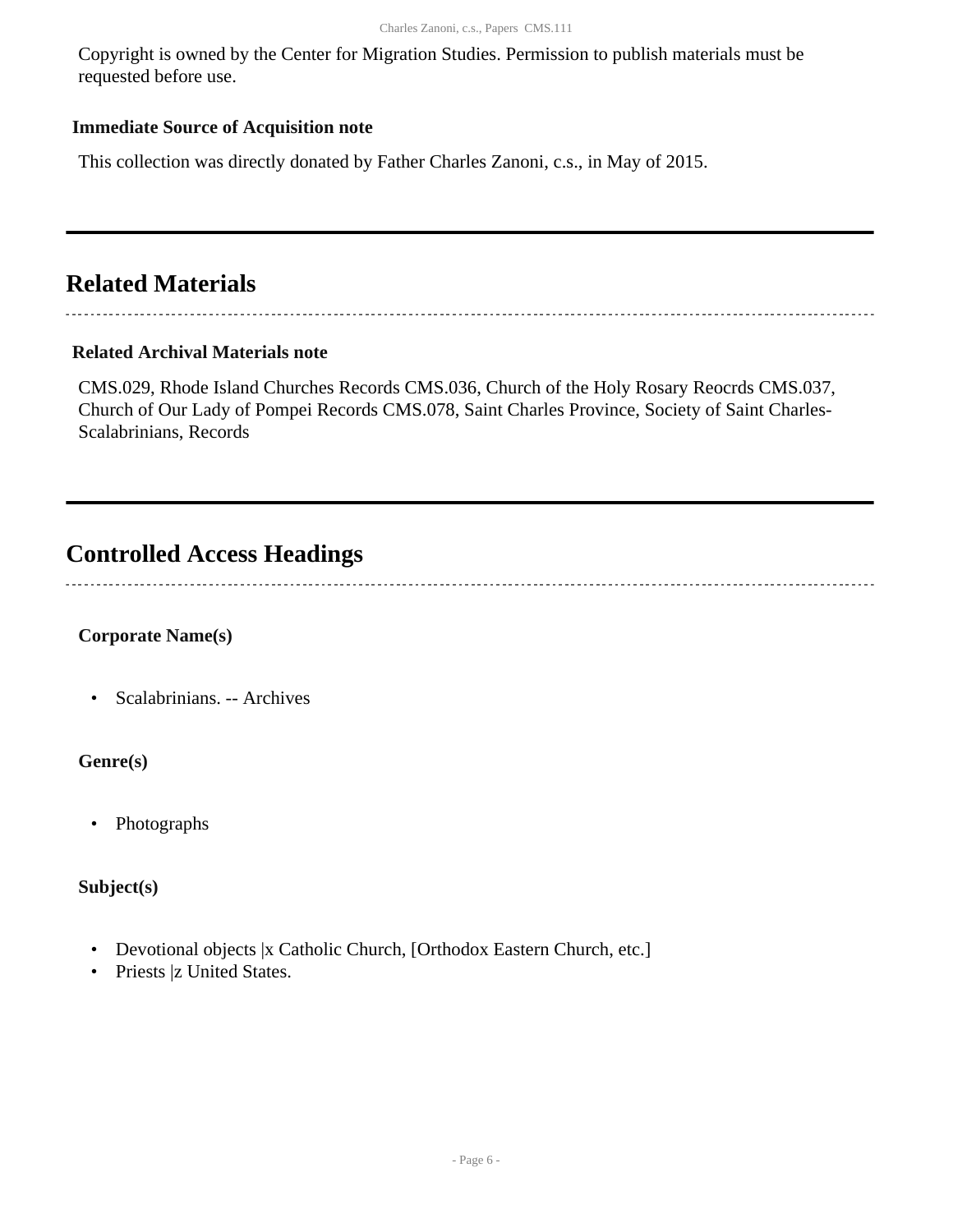Copyright is owned by the Center for Migration Studies. Permission to publish materials must be requested before use.

### Immediate Source of Acquisition note

This collection was directly donated by Father Charles Zanoni, c.s., in May of 2015.

## Related Materials

### Related Archival Materials note

CMS.029, Rhode Island Churches Records CMS.036, Church of the Holy Rosary Reocrds CMS.037, Church of Our Lady of Pompei Records CMS.078, Saint Charles Province, Society of Saint Charles-Scalabrinians, Records

## Controlled Access Headings

**Corporate Name(s)**

- Scalabrinians. -- Archives

**Genre(s)**

- Photographs

**Subject(s)**

- Devotional objects |x Catholic Church, [Orthodox Eastern Church, etc.]
- Priests |z United States.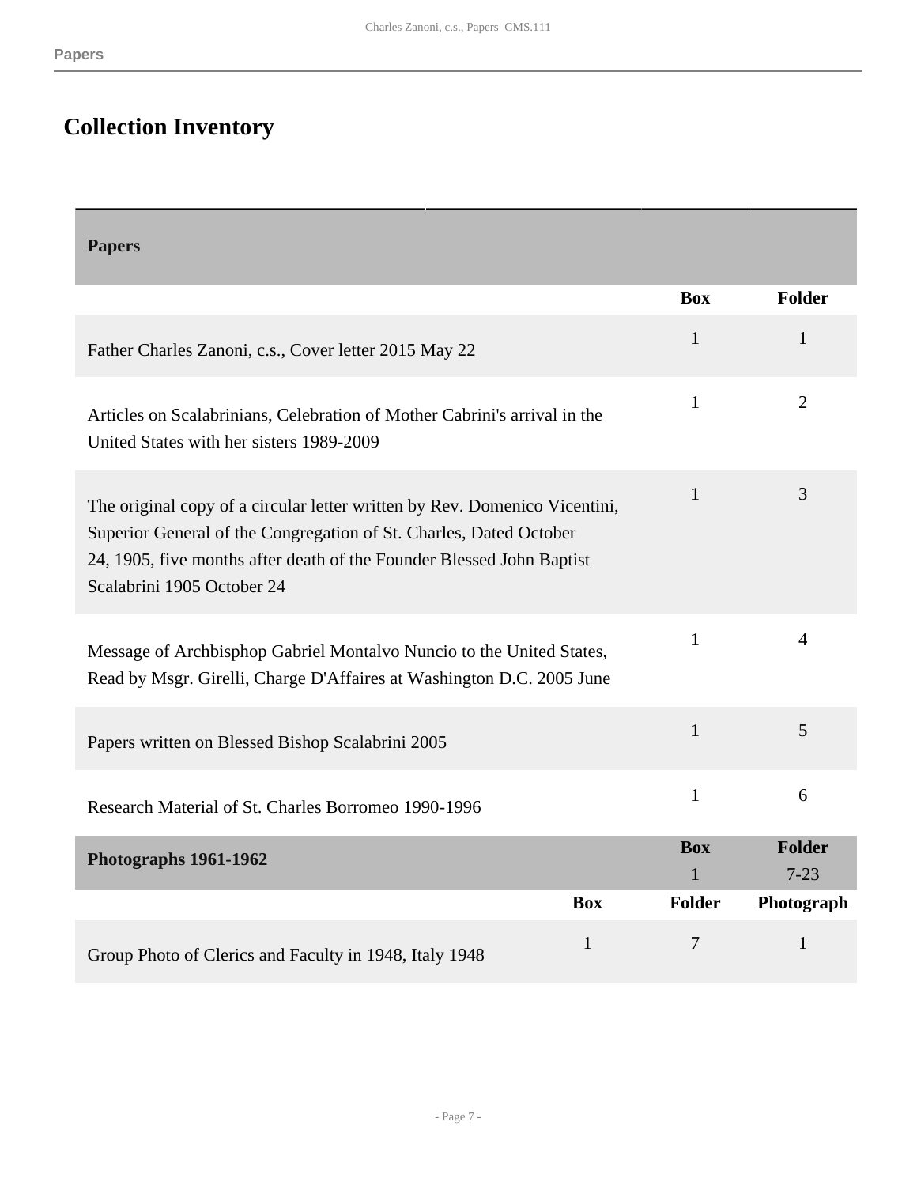# Collection Inventory

## Papers

| | Box | Folder |
|---|---|---|
| Father Charles Zanoni, c.s., Cover letter 2015 May 22 | 1 | 1 |
| Articles on Scalabrinians, Celebration of Mother Cabrini's arrival in the United States with her sisters 1989-2009 | 1 | 2 |
| The original copy of a circular letter written by Rev. Domenico Vicentini, Superior General of the Congregation of St. Charles, Dated October 24, 1905, five months after death of the Founder Blessed John Baptist Scalabrini 1905 October 24 | 1 | 3 |
| Message of Archbisphop Gabriel Montalvo Nuncio to the United States, Read by Msgr. Girelli, Charge D'Affaires at Washington D.C. 2005 June | 1 | 4 |
| Papers written on Blessed Bishop Scalabrini 2005 | 1 | 5 |
| Research Material of St. Charles Borromeo 1990-1996 | 1 | 6 |

## Photographs 1961-1962

| | Box | Folder |
|---|---|---|
| Photographs 1961-1962 | 1 | 7-23 |

| | Box | Folder | Photograph |
|---|---|---|---|
| Group Photo of Clerics and Faculty in 1948, Italy 1948 | 1 | 7 | 1 |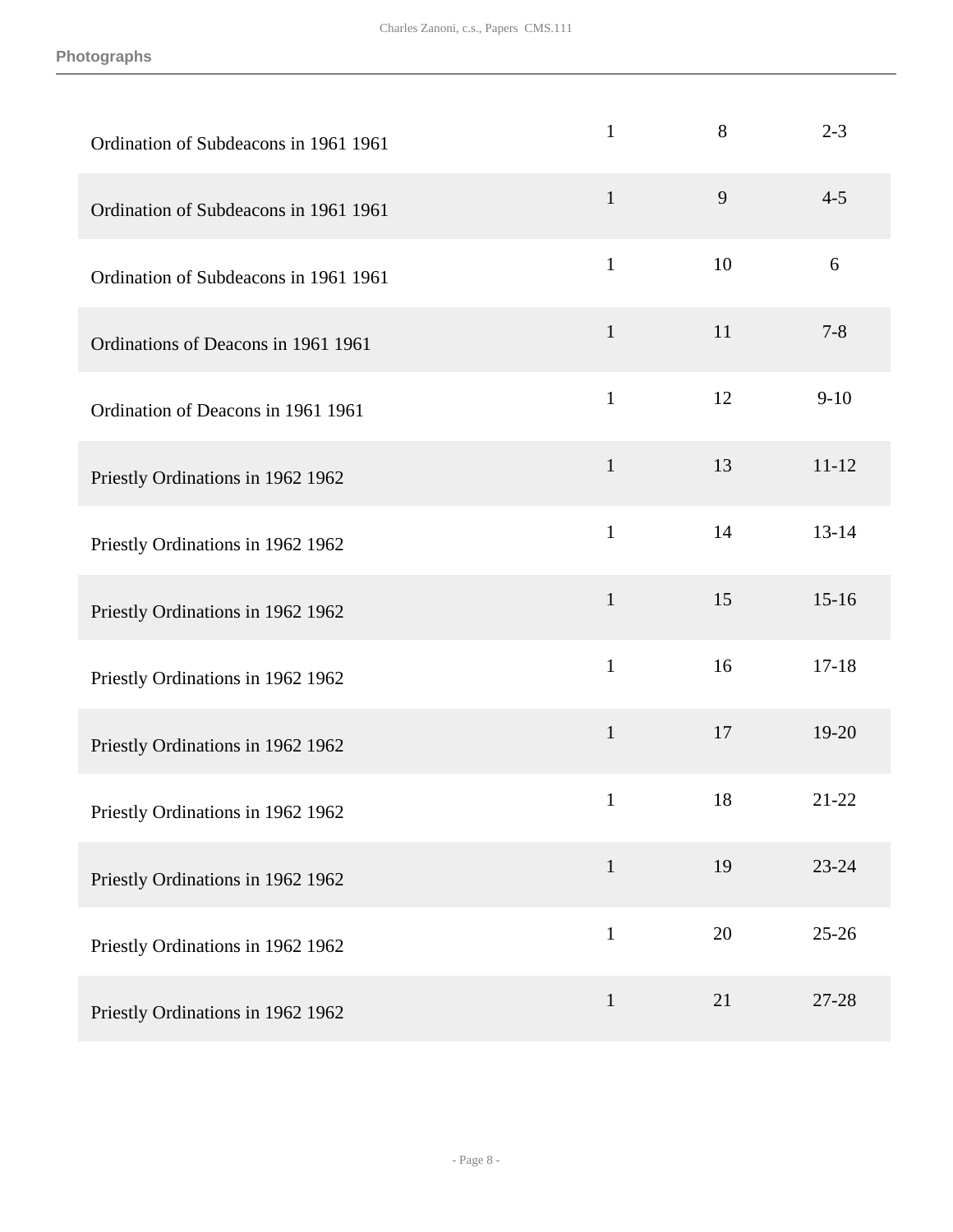| | | | |
|---|---|---|---|
| Ordination of Subdeacons in 1961 1961 | 1 | 8 | 2-3 |
| Ordination of Subdeacons in 1961 1961 | 1 | 9 | 4-5 |
| Ordination of Subdeacons in 1961 1961 | 1 | 10 | 6 |
| Ordinations of Deacons in 1961 1961 | 1 | 11 | 7-8 |
| Ordination of Deacons in 1961 1961 | 1 | 12 | 9-10 |
| Priestly Ordinations in 1962 1962 | 1 | 13 | 11-12 |
| Priestly Ordinations in 1962 1962 | 1 | 14 | 13-14 |
| Priestly Ordinations in 1962 1962 | 1 | 15 | 15-16 |
| Priestly Ordinations in 1962 1962 | 1 | 16 | 17-18 |
| Priestly Ordinations in 1962 1962 | 1 | 17 | 19-20 |
| Priestly Ordinations in 1962 1962 | 1 | 18 | 21-22 |
| Priestly Ordinations in 1962 1962 | 1 | 19 | 23-24 |
| Priestly Ordinations in 1962 1962 | 1 | 20 | 25-26 |
| Priestly Ordinations in 1962 1962 | 1 | 21 | 27-28 |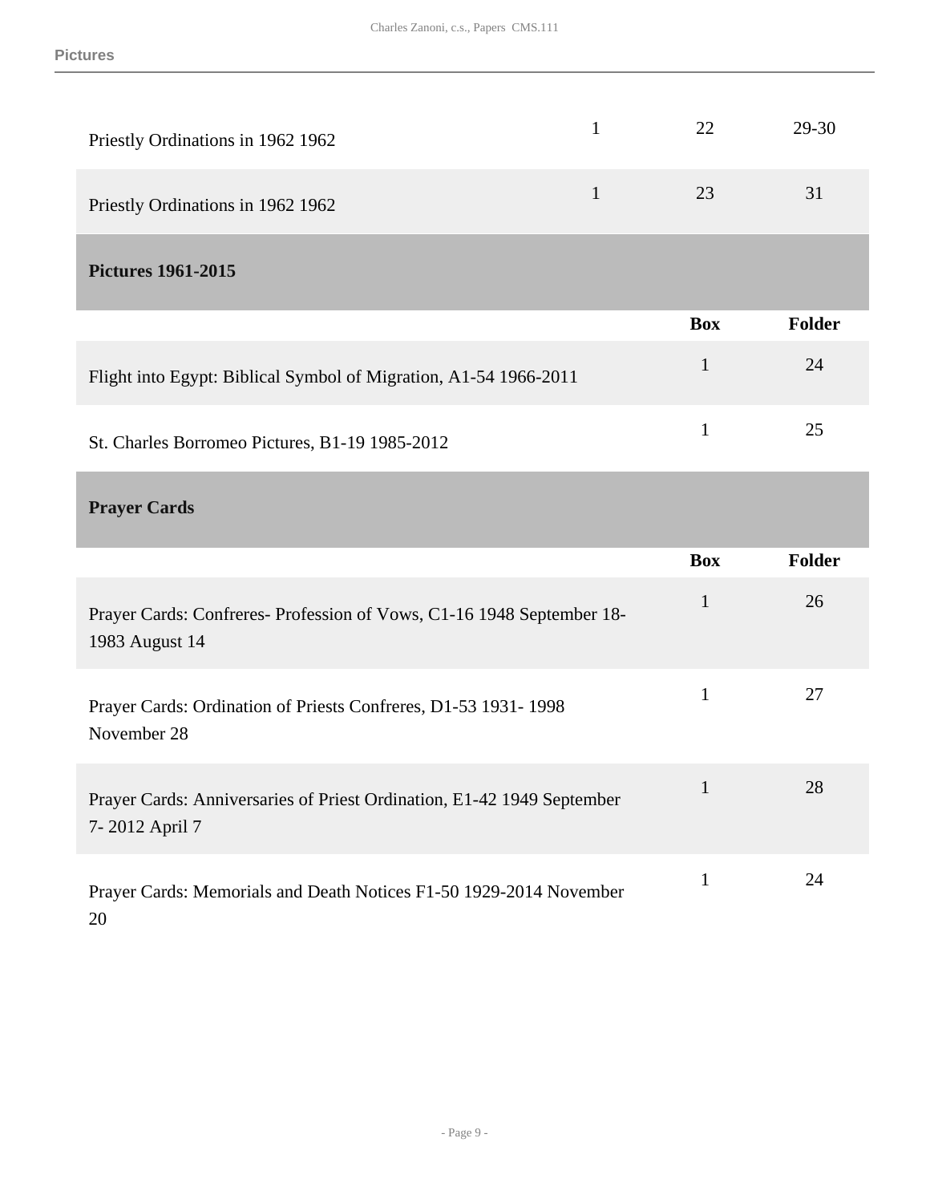| | | | |
|---|---|---|---|
| Priestly Ordinations in 1962 1962 | 1 | 22 | 29-30 |
| Priestly Ordinations in 1962 1962 | 1 | 23 | 31 |

## Pictures 1961-2015

| | Box | Folder |
|---|---|---|
| Flight into Egypt: Biblical Symbol of Migration, A1-54 1966-2011 | 1 | 24 |
| St. Charles Borromeo Pictures, B1-19 1985-2012 | 1 | 25 |

## Prayer Cards

| | Box | Folder |
|---|---|---|
| Prayer Cards: Confreres- Profession of Vows, C1-16 1948 September 18-1983 August 14 | 1 | 26 |
| Prayer Cards: Ordination of Priests Confreres, D1-53 1931- 1998 November 28 | 1 | 27 |
| Prayer Cards: Anniversaries of Priest Ordination, E1-42 1949 September 7- 2012 April 7 | 1 | 28 |
| Prayer Cards: Memorials and Death Notices F1-50 1929-2014 November 20 | 1 | 24 |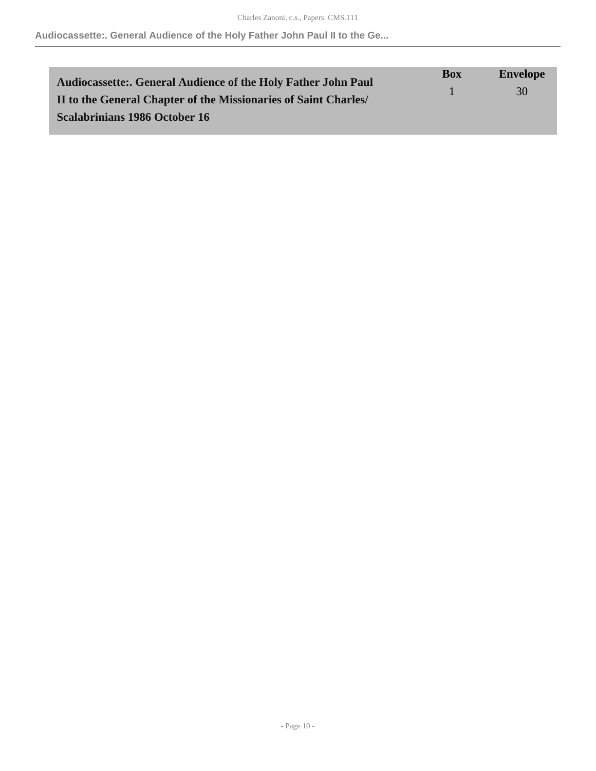| Audiocassette:. General Audience of the Holy Father John Paul II to the General Chapter of the Missionaries of Saint Charles/ Scalabrinians 1986 October 16 | Box | Envelope |
| --- | --- | --- |
| | 1 | 30 |